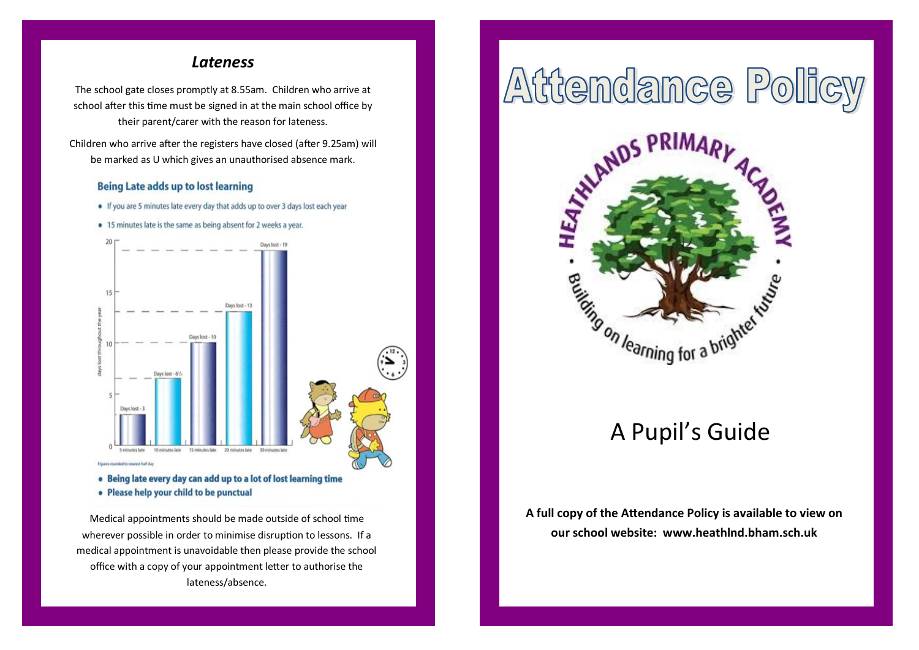## *Lateness*

The school gate closes promptly at 8.55am. Children who arrive at school after this time must be signed in at the main school office by their parent/carer with the reason for lateness.

Children who arrive after the registers have closed (after 9.25am) will be marked as U which gives an unauthorised absence mark.

### Being Late adds up to lost learning

- If you are 5 minutes late every day that adds up to over 3 days lost each year
- 15 minutes late is the same as being absent for 2 weeks a year.

| | Days lost throughout the year |
|---|---|
| 5 minutes late | Days lost - 3 |
| 10 minutes late | Days lost - 6½ |
| 15 minutes late | Days lost - 10 |
| 20 minutes late | Days lost - 13 |
| 30 minutes late | Days lost - 19 |

Figures rounded to nearest half day

- **Being late every day can add up to a lot of lost learning time**
- **Please help your child to be punctual**

Medical appointments should be made outside of school time wherever possible in order to minimise disruption to lessons. If a medical appointment is unavoidable then please provide the school office with a copy of your appointment letter to authorise the lateness/absence.

# Attendance Policy

HEATHLANDS PRIMARY ACADEMY

Building on learning for a brighter future

## A Pupil's Guide

**A full copy of the Attendance Policy is available to view on our school website: www.heathlnd.bham.sch.uk**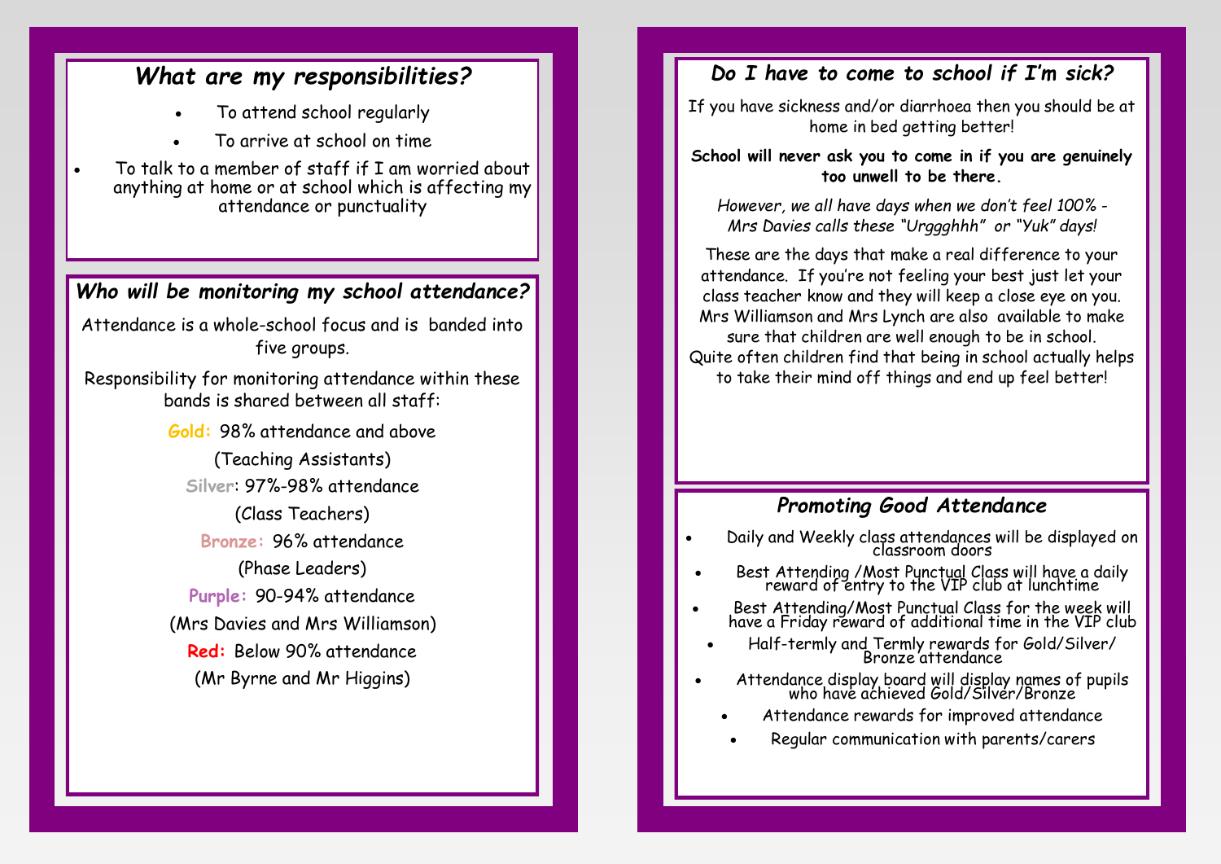## *What are my responsibilities?*

- To attend school regularly
- To arrive at school on time
- To talk to a member of staff if I am worried about anything at home or at school which is affecting my attendance or punctuality

## *Who will be monitoring my school attendance?*

Attendance is a whole-school focus and is banded into five groups.

Responsibility for monitoring attendance within these bands is shared between all staff:

**Gold:** 98% attendance and above

(Teaching Assistants)

**Silver**: 97%-98% attendance

(Class Teachers)

**Bronze:** 96% attendance

(Phase Leaders)

**Purple:** 90-94% attendance

(Mrs Davies and Mrs Williamson)

**Red:** Below 90% attendance

(Mr Byrne and Mr Higgins)

## *Do I have to come to school if I'm sick?*

If you have sickness and/or diarrhoea then you should be at home in bed getting better!

**School will never ask you to come in if you are genuinely too unwell to be there.**

*However, we all have days when we don't feel 100% - Mrs Davies calls these "Urggghhh" or "Yuk" days!*

These are the days that make a real difference to your attendance. If you're not feeling your best just let your class teacher know and they will keep a close eye on you. Mrs Williamson and Mrs Lynch are also available to make sure that children are well enough to be in school. Quite often children find that being in school actually helps to take their mind off things and end up feel better!

## *Promoting Good Attendance*

- Daily and Weekly class attendances will be displayed on classroom doors
- Best Attending /Most Punctual Class will have a daily reward of entry to the VIP club at lunchtime
- Best Attending/Most Punctual Class for the week will have a Friday reward of additional time in the VIP club
- Half-termly and Termly rewards for Gold/Silver/ Bronze attendance
- Attendance display board will display names of pupils who have achieved Gold/Silver/Bronze
- Attendance rewards for improved attendance
- Regular communication with parents/carers